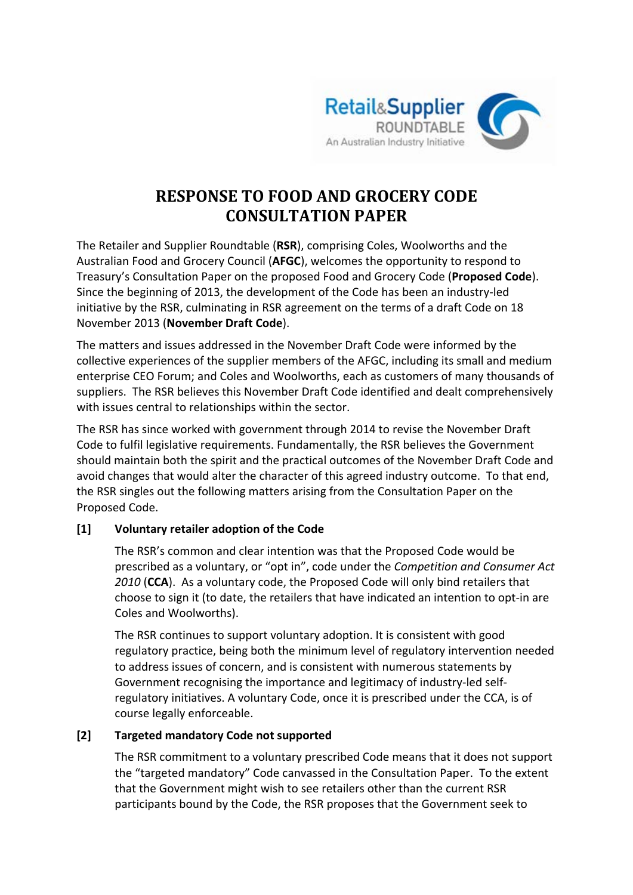# RESPONSE TO FOOD AND GROCERY CODE CONSULTATION PAPER

The Retailer and Supplier Roundtable (**RSR**), comprising Coles, Woolworths and the Australian Food and Grocery Council (**AFGC**), welcomes the opportunity to respond to Treasury's Consultation Paper on the proposed Food and Grocery Code (**Proposed Code**). Since the beginning of 2013, the development of the Code has been an industry-led initiative by the RSR, culminating in RSR agreement on the terms of a draft Code on 18 November 2013 (**November Draft Code**).

The matters and issues addressed in the November Draft Code were informed by the collective experiences of the supplier members of the AFGC, including its small and medium enterprise CEO Forum; and Coles and Woolworths, each as customers of many thousands of suppliers. The RSR believes this November Draft Code identified and dealt comprehensively with issues central to relationships within the sector.

The RSR has since worked with government through 2014 to revise the November Draft Code to fulfil legislative requirements. Fundamentally, the RSR believes the Government should maintain both the spirit and the practical outcomes of the November Draft Code and avoid changes that would alter the character of this agreed industry outcome. To that end, the RSR singles out the following matters arising from the Consultation Paper on the Proposed Code.

**[1] Voluntary retailer adoption of the Code**

The RSR's common and clear intention was that the Proposed Code would be prescribed as a voluntary, or "opt in", code under the *Competition and Consumer Act 2010* (**CCA**). As a voluntary code, the Proposed Code will only bind retailers that choose to sign it (to date, the retailers that have indicated an intention to opt-in are Coles and Woolworths).

The RSR continues to support voluntary adoption. It is consistent with good regulatory practice, being both the minimum level of regulatory intervention needed to address issues of concern, and is consistent with numerous statements by Government recognising the importance and legitimacy of industry-led self-regulatory initiatives. A voluntary Code, once it is prescribed under the CCA, is of course legally enforceable.

**[2] Targeted mandatory Code not supported**

The RSR commitment to a voluntary prescribed Code means that it does not support the "targeted mandatory" Code canvassed in the Consultation Paper. To the extent that the Government might wish to see retailers other than the current RSR participants bound by the Code, the RSR proposes that the Government seek to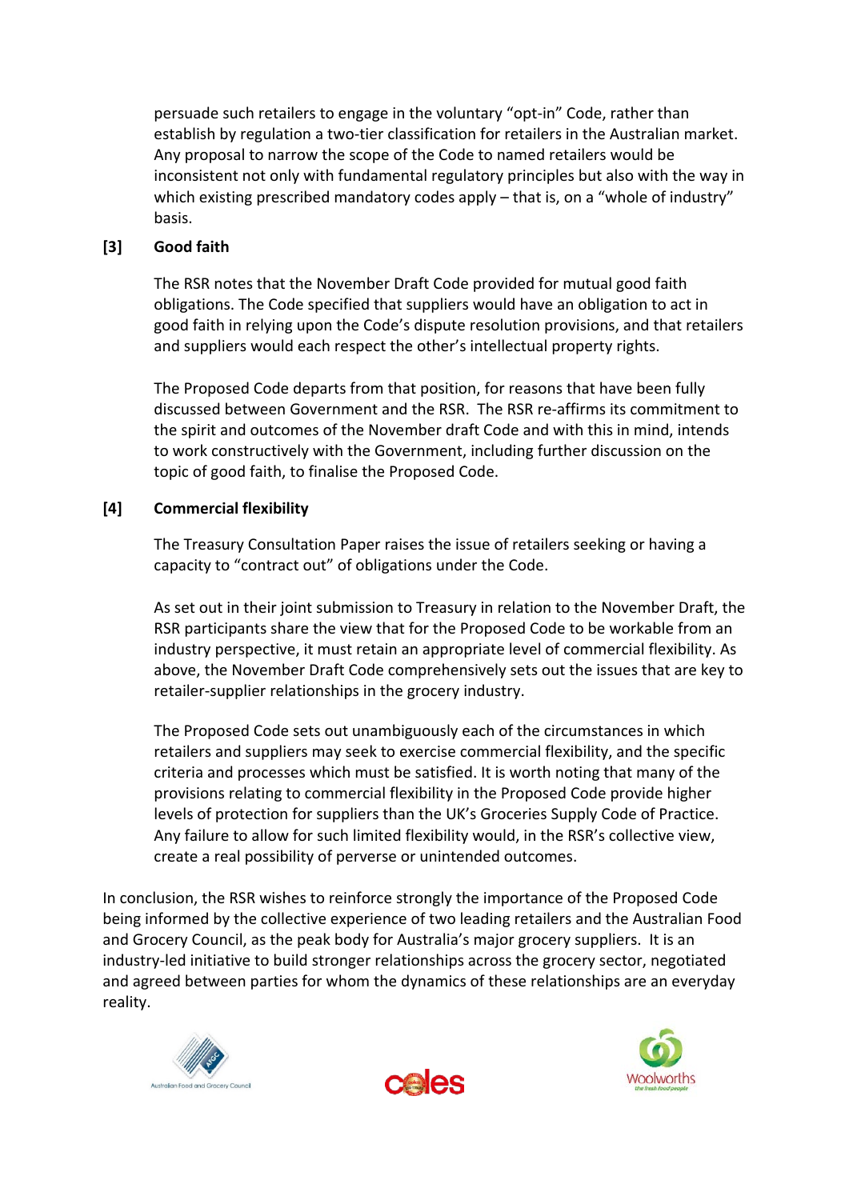persuade such retailers to engage in the voluntary "opt-in" Code, rather than establish by regulation a two-tier classification for retailers in the Australian market. Any proposal to narrow the scope of the Code to named retailers would be inconsistent not only with fundamental regulatory principles but also with the way in which existing prescribed mandatory codes apply – that is, on a "whole of industry" basis.

**[3] Good faith**

The RSR notes that the November Draft Code provided for mutual good faith obligations. The Code specified that suppliers would have an obligation to act in good faith in relying upon the Code's dispute resolution provisions, and that retailers and suppliers would each respect the other's intellectual property rights.

The Proposed Code departs from that position, for reasons that have been fully discussed between Government and the RSR. The RSR re-affirms its commitment to the spirit and outcomes of the November draft Code and with this in mind, intends to work constructively with the Government, including further discussion on the topic of good faith, to finalise the Proposed Code.

**[4] Commercial flexibility**

The Treasury Consultation Paper raises the issue of retailers seeking or having a capacity to "contract out" of obligations under the Code.

As set out in their joint submission to Treasury in relation to the November Draft, the RSR participants share the view that for the Proposed Code to be workable from an industry perspective, it must retain an appropriate level of commercial flexibility. As above, the November Draft Code comprehensively sets out the issues that are key to retailer-supplier relationships in the grocery industry.

The Proposed Code sets out unambiguously each of the circumstances in which retailers and suppliers may seek to exercise commercial flexibility, and the specific criteria and processes which must be satisfied. It is worth noting that many of the provisions relating to commercial flexibility in the Proposed Code provide higher levels of protection for suppliers than the UK's Groceries Supply Code of Practice. Any failure to allow for such limited flexibility would, in the RSR's collective view, create a real possibility of perverse or unintended outcomes.

In conclusion, the RSR wishes to reinforce strongly the importance of the Proposed Code being informed by the collective experience of two leading retailers and the Australian Food and Grocery Council, as the peak body for Australia's major grocery suppliers. It is an industry-led initiative to build stronger relationships across the grocery sector, negotiated and agreed between parties for whom the dynamics of these relationships are an everyday reality.

Australian Food and Grocery Council

coles

Woolworths
the fresh food people